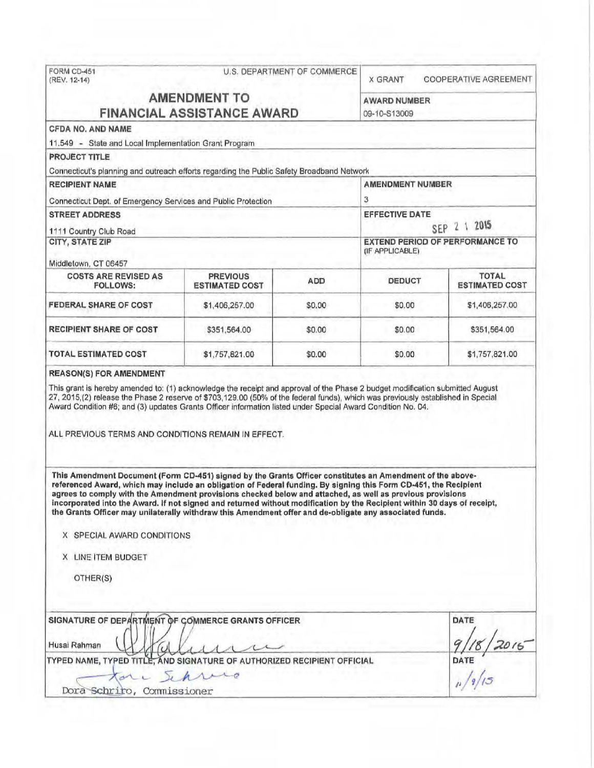FORM CD-451
(REV. 12-14)

U.S. DEPARTMENT OF COMMERCE

X GRANT    COOPERATIVE AGREEMENT

# AMENDMENT TO FINANCIAL ASSISTANCE AWARD

**AWARD NUMBER**
09-10-S13009

**CFDA NO. AND NAME**
11.549 - State and Local Implementation Grant Program

**PROJECT TITLE**
Connecticut's planning and outreach efforts regarding the Public Safety Broadband Network

**RECIPIENT NAME**
Connecticut Dept. of Emergency Services and Public Protection

**AMENDMENT NUMBER**
3

**STREET ADDRESS**
1111 Country Club Road

**EFFECTIVE DATE**
SEP 21 2015

**CITY, STATE ZIP**
Middletown, CT 06457

**EXTEND PERIOD OF PERFORMANCE TO** (IF APPLICABLE)

| COSTS ARE REVISED AS FOLLOWS: | PREVIOUS ESTIMATED COST | ADD | DEDUCT | TOTAL ESTIMATED COST |
| --- | --- | --- | --- | --- |
| FEDERAL SHARE OF COST | $1,406,257.00 | $0.00 | $0.00 | $1,406,257.00 |
| RECIPIENT SHARE OF COST | $351,564.00 | $0.00 | $0.00 | $351,564.00 |
| TOTAL ESTIMATED COST | $1,757,821.00 | $0.00 | $0.00 | $1,757,821.00 |

**REASON(S) FOR AMENDMENT**

This grant is hereby amended to: (1) acknowledge the receipt and approval of the Phase 2 budget modification submitted August 27, 2015,(2) release the Phase 2 reserve of $703,129.00 (50% of the federal funds), which was previously established in Special Award Condition #6; and (3) updates Grants Officer information listed under Special Award Condition No. 04.

ALL PREVIOUS TERMS AND CONDITIONS REMAIN IN EFFECT.

**This Amendment Document (Form CD-451) signed by the Grants Officer constitutes an Amendment of the above-referenced Award, which may include an obligation of Federal funding. By signing this Form CD-451, the Recipient agrees to comply with the Amendment provisions checked below and attached, as well as previous provisions incorporated into the Award. If not signed and returned without modification by the Recipient within 30 days of receipt, the Grants Officer may unilaterally withdraw this Amendment offer and de-obligate any associated funds.**

X SPECIAL AWARD CONDITIONS

X LINE ITEM BUDGET

OTHER(S)

**SIGNATURE OF DEPARTMENT OF COMMERCE GRANTS OFFICER**
Husai Rahman

**DATE**
9/18/2015

**TYPED NAME, TYPED TITLE, AND SIGNATURE OF AUTHORIZED RECIPIENT OFFICIAL**
Dora Schriro, Commissioner

**DATE**
11/9/15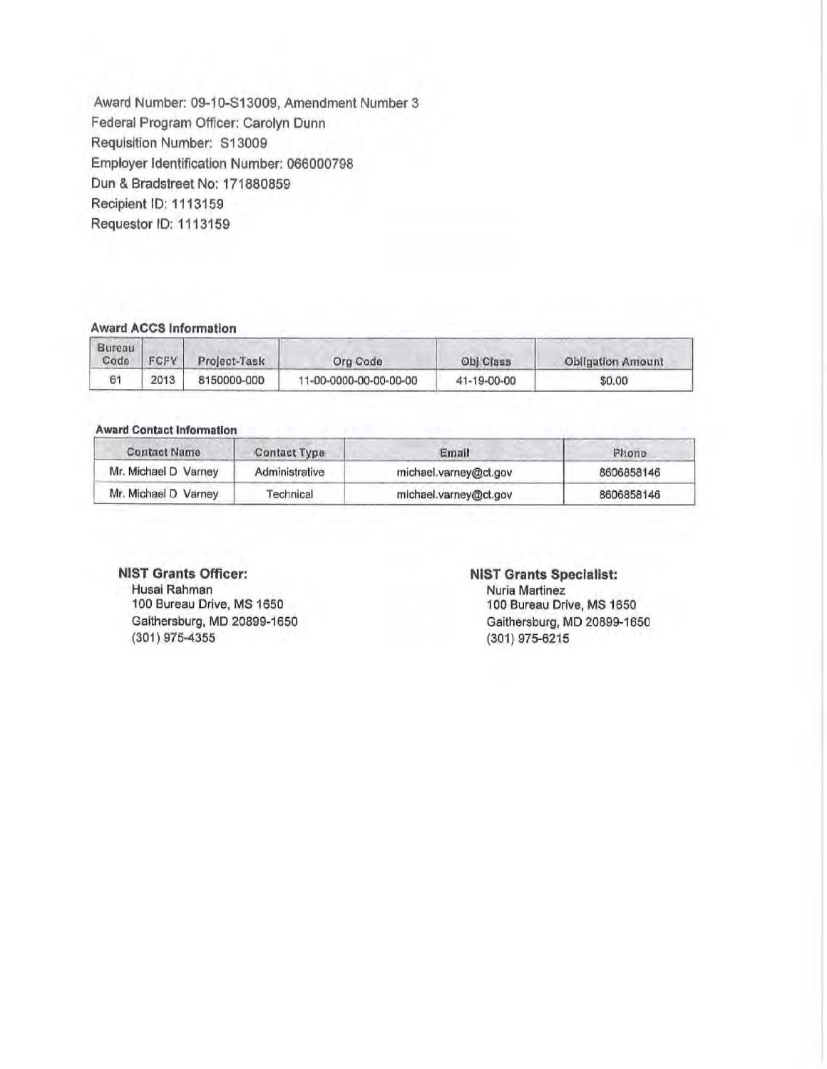Award Number: 09-10-S13009, Amendment Number 3
Federal Program Officer: Carolyn Dunn
Requisition Number: S13009
Employer Identification Number: 066000798
Dun & Bradstreet No: 171880859
Recipient ID: 1113159
Requestor ID: 1113159

**Award ACCS Information**

| Bureau Code | FCFY | Project-Task | Org Code | Obj Class | Obligation Amount |
|---|---|---|---|---|---|
| 61 | 2013 | 8150000-000 | 11-00-0000-00-00-00-00 | 41-19-00-00 | $0.00 |

**Award Contact Information**

| Contact Name | Contact Type | Email | Phone |
|---|---|---|---|
| Mr. Michael D Varney | Administrative | michael.varney@ct.gov | 8606858146 |
| Mr. Michael D Varney | Technical | michael.varney@ct.gov | 8606858146 |

**NIST Grants Officer:**
Husai Rahman
100 Bureau Drive, MS 1650
Gaithersburg, MD 20899-1650
(301) 975-4355

**NIST Grants Specialist:**
Nuria Martinez
100 Bureau Drive, MS 1650
Gaithersburg, MD 20899-1650
(301) 975-6215